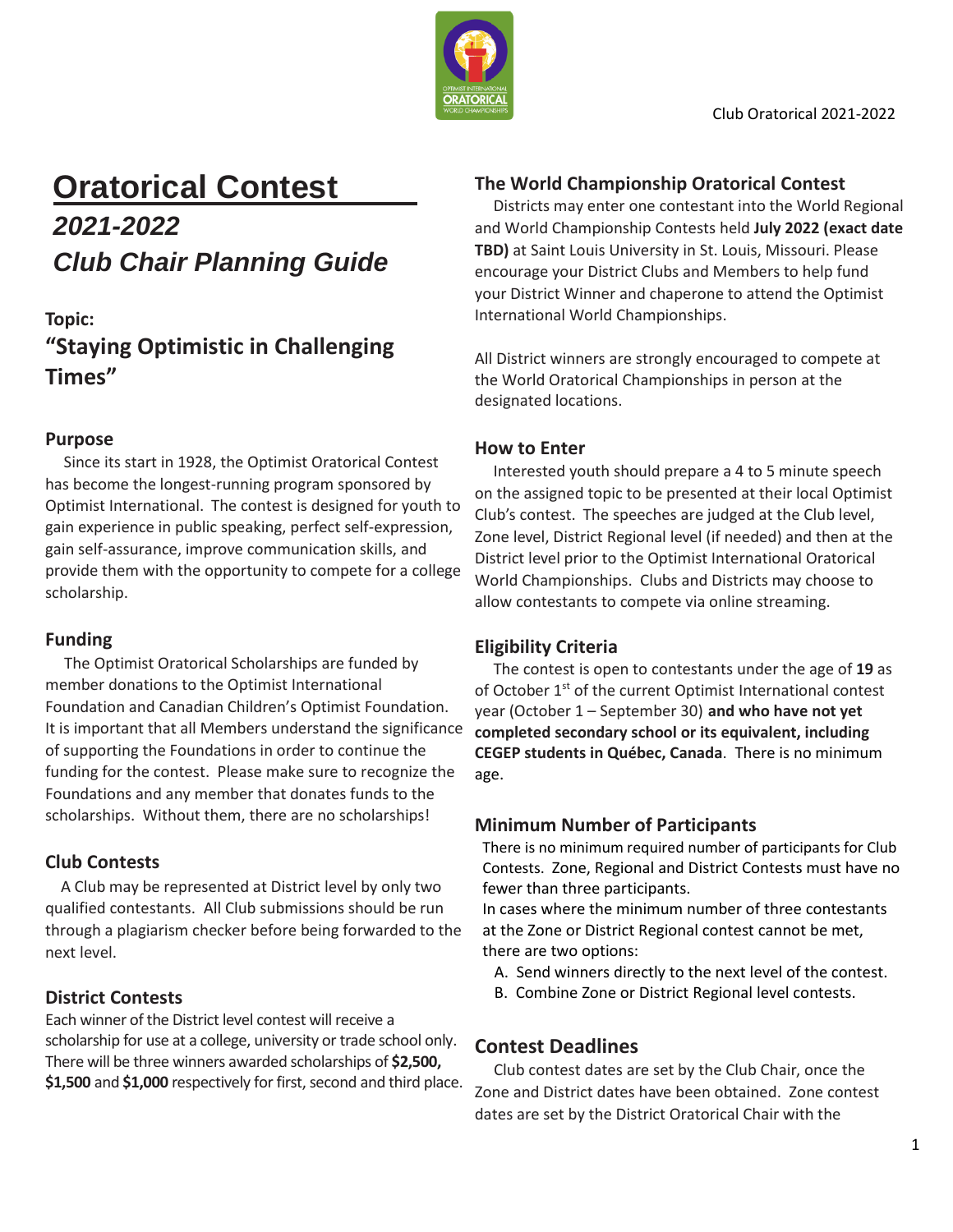Club Oratorical 2021-2022

# Oratorical Contest

## *2021-2022*

## *Club Chair Planning Guide*

### Topic:

### "Staying Optimistic in Challenging Times"

### Purpose

Since its start in 1928, the Optimist Oratorical Contest has become the longest-running program sponsored by Optimist International. The contest is designed for youth to gain experience in public speaking, perfect self-expression, gain self-assurance, improve communication skills, and provide them with the opportunity to compete for a college scholarship.

### Funding

The Optimist Oratorical Scholarships are funded by member donations to the Optimist International Foundation and Canadian Children's Optimist Foundation. It is important that all Members understand the significance of supporting the Foundations in order to continue the funding for the contest. Please make sure to recognize the Foundations and any member that donates funds to the scholarships. Without them, there are no scholarships!

### Club Contests

A Club may be represented at District level by only two qualified contestants. All Club submissions should be run through a plagiarism checker before being forwarded to the next level.

### District Contests

Each winner of the District level contest will receive a scholarship for use at a college, university or trade school only. There will be three winners awarded scholarships of **$2,500, $1,500** and **$1,000** respectively for first, second and third place.

### The World Championship Oratorical Contest

Districts may enter one contestant into the World Regional and World Championship Contests held **July 2022 (exact date TBD)** at Saint Louis University in St. Louis, Missouri. Please encourage your District Clubs and Members to help fund your District Winner and chaperone to attend the Optimist International World Championships.

All District winners are strongly encouraged to compete at the World Oratorical Championships in person at the designated locations.

### How to Enter

Interested youth should prepare a 4 to 5 minute speech on the assigned topic to be presented at their local Optimist Club's contest. The speeches are judged at the Club level, Zone level, District Regional level (if needed) and then at the District level prior to the Optimist International Oratorical World Championships. Clubs and Districts may choose to allow contestants to compete via online streaming.

### Eligibility Criteria

The contest is open to contestants under the age of **19** as of October 1st of the current Optimist International contest year (October 1 – September 30) **and who have not yet completed secondary school or its equivalent, including CEGEP students in Québec, Canada**. There is no minimum age.

### Minimum Number of Participants

There is no minimum required number of participants for Club Contests. Zone, Regional and District Contests must have no fewer than three participants.

In cases where the minimum number of three contestants at the Zone or District Regional contest cannot be met, there are two options:

A. Send winners directly to the next level of the contest.
B. Combine Zone or District Regional level contests.

### Contest Deadlines

Club contest dates are set by the Club Chair, once the Zone and District dates have been obtained. Zone contest dates are set by the District Oratorical Chair with the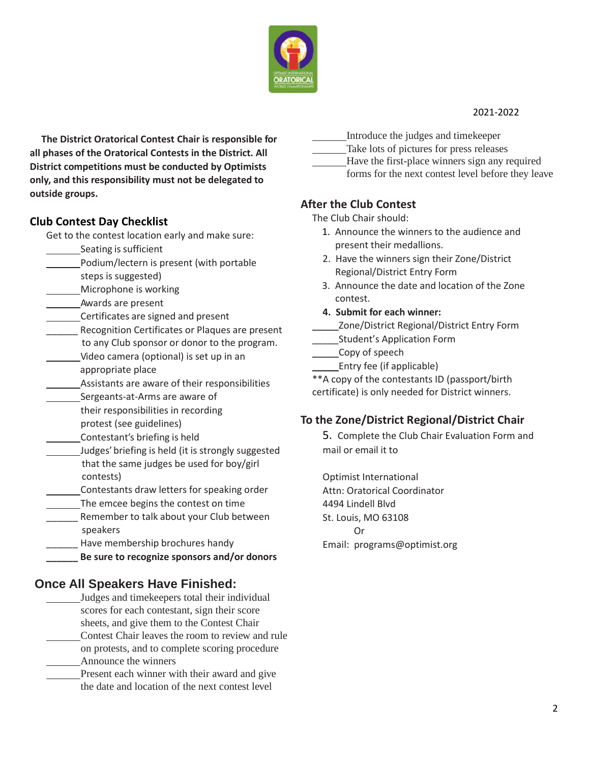2021-2022

**The District Oratorical Contest Chair is responsible for all phases of the Oratorical Contests in the District. All District competitions must be conducted by Optimists only, and this responsibility must not be delegated to outside groups.**

## Club Contest Day Checklist

Get to the contest location early and make sure:

_______Seating is sufficient
_______Podium/lectern is present (with portable steps is suggested)
_______Microphone is working
_______Awards are present
_______Certificates are signed and present
_______ Recognition Certificates or Plaques are present to any Club sponsor or donor to the program.
_______Video camera (optional) is set up in an appropriate place
_______Assistants are aware of their responsibilities
_______Sergeants-at-Arms are aware of their responsibilities in recording protest (see guidelines)
_______Contestant's briefing is held
_______Judges' briefing is held (it is strongly suggested that the same judges be used for boy/girl contests)
_______Contestants draw letters for speaking order
_______The emcee begins the contest on time
_______ Remember to talk about your Club between speakers
_______ Have membership brochures handy
**_______ Be sure to recognize sponsors and/or donors**

## Once All Speakers Have Finished:

_______Judges and timekeepers total their individual scores for each contestant, sign their score sheets, and give them to the Contest Chair
_______Contest Chair leaves the room to review and rule on protests, and to complete scoring procedure
_______Announce the winners
_______Present each winner with their award and give the date and location of the next contest level
_______Introduce the judges and timekeeper
_______Take lots of pictures for press releases
_______Have the first-place winners sign any required forms for the next contest level before they leave

## After the Club Contest

The Club Chair should:

1. Announce the winners to the audience and present their medallions.
2. Have the winners sign their Zone/District Regional/District Entry Form
3. Announce the date and location of the Zone contest.
4. **Submit for each winner:**

_____Zone/District Regional/District Entry Form
_____Student's Application Form
_____Copy of speech
_____Entry fee (if applicable)

**A copy of the contestants ID (passport/birth certificate) is only needed for District winners.

## To the Zone/District Regional/District Chair

5. Complete the Club Chair Evaluation Form and mail or email it to

Optimist International
Attn: Oratorical Coordinator
4494 Lindell Blvd
St. Louis, MO 63108
Or
Email: programs@optimist.org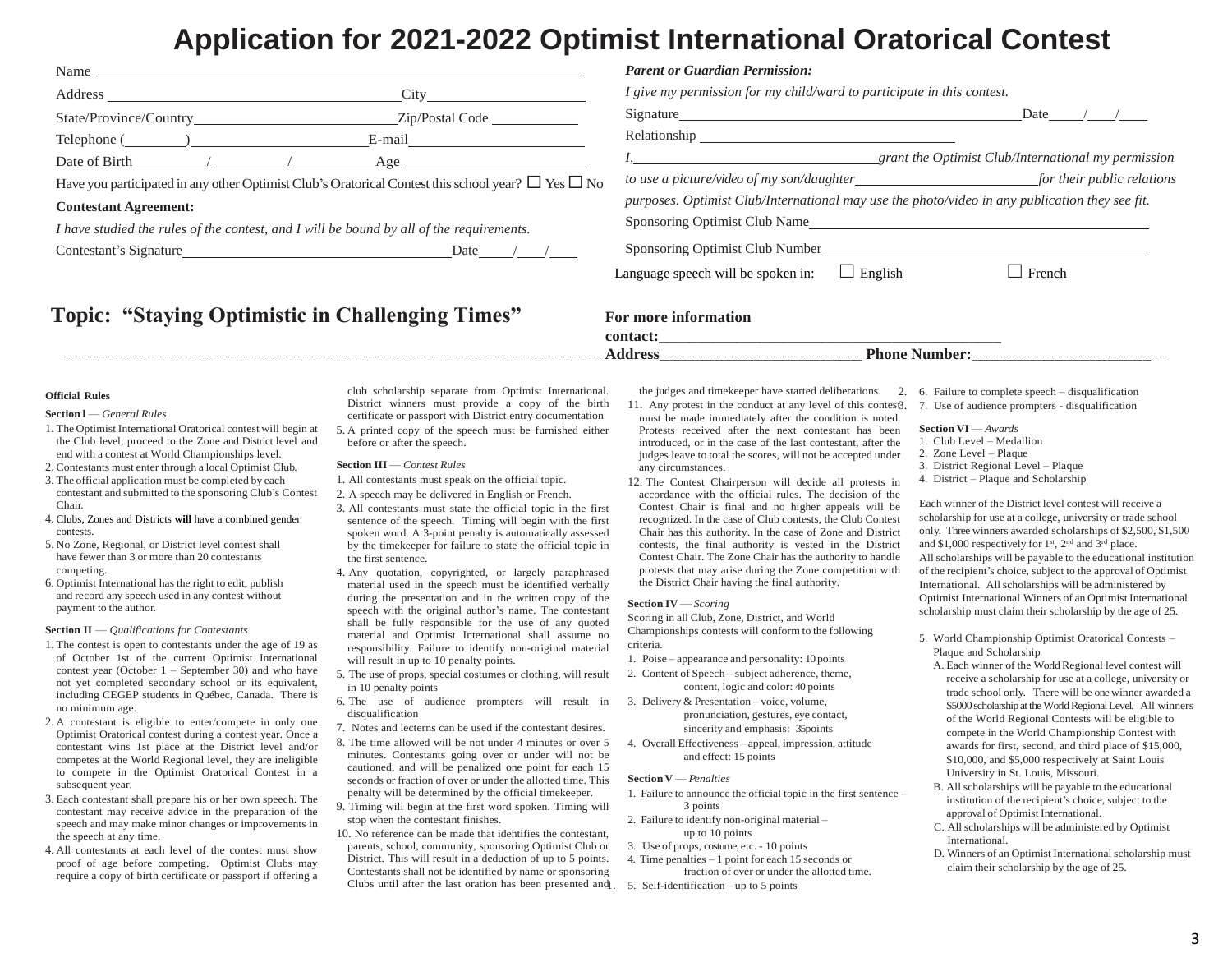# Application for 2021-2022 Optimist International Oratorical Contest

Name ______________________________

Address ______________________ City ______________

State/Province/Country ______________ Zip/Postal Code ________

Telephone (______) ______________ E-mail ______________

Date of Birth ______/______/______ Age ______________

Have you participated in any other Optimist Club's Oratorical Contest this school year? ☐ Yes ☐ No

**Contestant Agreement:**

*I have studied the rules of the contest, and I will be bound by all of the requirements.*

Contestant's Signature ______________________ Date ____/____/____

***Parent or Guardian Permission:***

*I give my permission for my child/ward to participate in this contest.*

Signature ______________________ Date ____/____/____

Relationship ______________________

*I, ______________________ grant the Optimist Club/International my permission to use a picture/video of my son/daughter ______________ for their public relations purposes. Optimist Club/International may use the photo/video in any publication they see fit.*

Sponsoring Optimist Club Name ______________________

Sponsoring Optimist Club Number ______________________

Language speech will be spoken in: ☐ English ☐ French

## Topic: "Staying Optimistic in Challenging Times"

**For more information contact:** ______________________

**Address** ______________ **Phone Number:** ______________

### Official Rules

**Section I** — *General Rules*

1. The Optimist International Oratorical contest will begin at the Club level, proceed to the Zone and District level and end with a contest at World Championships level.
2. Contestants must enter through a local Optimist Club.
3. The official application must be completed by each contestant and submitted to the sponsoring Club's Contest Chair.
4. Clubs, Zones and Districts **will** have a combined gender contests.
5. No Zone, Regional, or District level contest shall have fewer than 3 or more than 20 contestants competing.
6. Optimist International has the right to edit, publish and record any speech used in any contest without payment to the author.

**Section II** — *Qualifications for Contestants*

1. The contest is open to contestants under the age of 19 as of October 1st of the current Optimist International contest year (October 1 – September 30) and who have not yet completed secondary school or its equivalent, including CEGEP students in Québec, Canada. There is no minimum age.
2. A contestant is eligible to enter/compete in only one Optimist Oratorical contest during a contest year. Once a contestant wins 1st place at the District level and/or competes at the World Regional level, they are ineligible to compete in the Optimist Oratorical Contest in a subsequent year.
3. Each contestant shall prepare his or her own speech. The contestant may receive advice in the preparation of the speech and may make minor changes or improvements in the speech at any time.
4. All contestants at each level of the contest must show proof of age before competing. Optimist Clubs may require a copy of birth certificate or passport if offering a club scholarship separate from Optimist International. District winners must provide a copy of the birth certificate or passport with District entry documentation
5. A printed copy of the speech must be furnished either before or after the speech.

**Section III** — *Contest Rules*

1. All contestants must speak on the official topic.
2. A speech may be delivered in English or French.
3. All contestants must state the official topic in the first sentence of the speech. Timing will begin with the first spoken word. A 3-point penalty is automatically assessed by the timekeeper for failure to state the official topic in the first sentence.
4. Any quotation, copyrighted, or largely paraphrased material used in the speech must be identified verbally during the presentation and in the written copy of the speech with the original author's name. The contestant shall be fully responsible for the use of any quoted material and Optimist International shall assume no responsibility. Failure to identify non-original material will result in up to 10 penalty points.
5. The use of props, special costumes or clothing, will result in 10 penalty points
6. The use of audience prompters will result in disqualification
7. Notes and lecterns can be used if the contestant desires.
8. The time allowed will be not under 4 minutes or over 5 minutes. Contestants going over or under will not be cautioned, and will be penalized one point for each 15 seconds or fraction of over or under the allotted time. This penalty will be determined by the official timekeeper.
9. Timing will begin at the first word spoken. Timing will stop when the contestant finishes.
10. No reference can be made that identifies the contestant, parents, school, community, sponsoring Optimist Club or District. This will result in a deduction of up to 5 points. Contestants shall not be identified by name or sponsoring Clubs until after the last oration has been presented and the judges and timekeeper have started deliberations.
11. Any protest in the conduct at any level of this contest must be made immediately after the condition is noted. Protests received after the next contestant has been introduced, or in the case of the last contestant, after the judges leave to total the scores, will not be accepted under any circumstances.
12. The Contest Chairperson will decide all protests in accordance with the official rules. The decision of the Contest Chair is final and no higher appeals will be recognized. In the case of Club contests, the Club Contest Chair has this authority. In the case of Zone and District contests, the final authority is vested in the District Contest Chair. The Zone Chair has the authority to handle protests that may arise during the Zone competition with the District Chair having the final authority.

**Section IV** — *Scoring*

Scoring in all Club, Zone, District, and World Championships contests will conform to the following criteria.

1. Poise – appearance and personality: 10 points
2. Content of Speech – subject adherence, theme, content, logic and color: 40 points
3. Delivery & Presentation – voice, volume, pronunciation, gestures, eye contact, sincerity and emphasis: 35points
4. Overall Effectiveness – appeal, impression, attitude and effect: 15 points

**Section V** — *Penalties*

1. Failure to announce the official topic in the first sentence – 3 points
2. Failure to identify non-original material – up to 10 points
3. Use of props, costume, etc. - 10 points
4. Time penalties – 1 point for each 15 seconds or fraction of over or under the allotted time.
5. Self-identification – up to 5 points
6. Failure to complete speech – disqualification
7. Use of audience prompters - disqualification

**Section VI** — *Awards*

1. Club Level – Medallion
2. Zone Level – Plaque
3. District Regional Level – Plaque
4. District – Plaque and Scholarship

Each winner of the District level contest will receive a scholarship for use at a college, university or trade school only. Three winners awarded scholarships of $2,500, $1,500 and $1,000 respectively for 1st, 2nd and 3rd place. All scholarships will be payable to the educational institution of the recipient's choice, subject to the approval of Optimist International. All scholarships will be administered by Optimist International. Winners of an Optimist International scholarship must claim their scholarship by the age of 25.

5. World Championship Optimist Oratorical Contests – Plaque and Scholarship
   - A. Each winner of the World Regional level contest will receive a scholarship for use at a college, university or trade school only. There will be one winner awarded a $5000 scholarship at the World Regional Level. All winners of the World Regional Contests will be eligible to compete in the World Championship Contest with awards for first, second, and third place of $15,000, $10,000, and $5,000 respectively at Saint Louis University in St. Louis, Missouri.
   - B. All scholarships will be payable to the educational institution of the recipient's choice, subject to the approval of Optimist International.
   - C. All scholarships will be administered by Optimist International.
   - D. Winners of an Optimist International scholarship must claim their scholarship by the age of 25.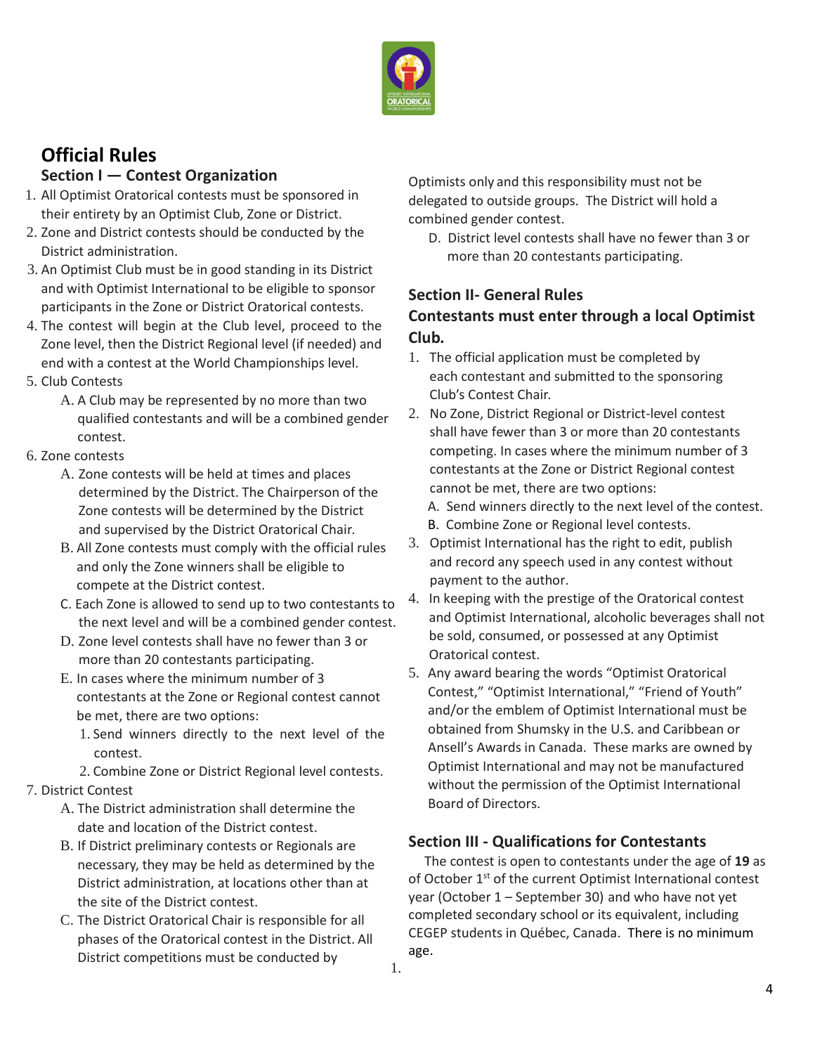# Official Rules

## Section I — Contest Organization

1. All Optimist Oratorical contests must be sponsored in their entirety by an Optimist Club, Zone or District.
2. Zone and District contests should be conducted by the District administration.
3. An Optimist Club must be in good standing in its District and with Optimist International to be eligible to sponsor participants in the Zone or District Oratorical contests.
4. The contest will begin at the Club level, proceed to the Zone level, then the District Regional level (if needed) and end with a contest at the World Championships level.
5. Club Contests
   A. A Club may be represented by no more than two qualified contestants and will be a combined gender contest.
6. Zone contests
   A. Zone contests will be held at times and places determined by the District. The Chairperson of the Zone contests will be determined by the District and supervised by the District Oratorical Chair.
   B. All Zone contests must comply with the official rules and only the Zone winners shall be eligible to compete at the District contest.
   C. Each Zone is allowed to send up to two contestants to the next level and will be a combined gender contest.
   D. Zone level contests shall have no fewer than 3 or more than 20 contestants participating.
   E. In cases where the minimum number of 3 contestants at the Zone or Regional contest cannot be met, there are two options:
      1. Send winners directly to the next level of the contest.
      2. Combine Zone or District Regional level contests.
7. District Contest
   A. The District administration shall determine the date and location of the District contest.
   B. If District preliminary contests or Regionals are necessary, they may be held as determined by the District administration, at locations other than at the site of the District contest.
   C. The District Oratorical Chair is responsible for all phases of the Oratorical contest in the District. All District competitions must be conducted by Optimists only and this responsibility must not be delegated to outside groups. The District will hold a combined gender contest.
   D. District level contests shall have no fewer than 3 or more than 20 contestants participating.

## Section II- General Rules

### Contestants must enter through a local Optimist Club.

1. The official application must be completed by each contestant and submitted to the sponsoring Club's Contest Chair.
2. No Zone, District Regional or District-level contest shall have fewer than 3 or more than 20 contestants competing. In cases where the minimum number of 3 contestants at the Zone or District Regional contest cannot be met, there are two options:
   A. Send winners directly to the next level of the contest.
   B. Combine Zone or Regional level contests.
3. Optimist International has the right to edit, publish and record any speech used in any contest without payment to the author.
4. In keeping with the prestige of the Oratorical contest and Optimist International, alcoholic beverages shall not be sold, consumed, or possessed at any Optimist Oratorical contest.
5. Any award bearing the words "Optimist Oratorical Contest," "Optimist International," "Friend of Youth" and/or the emblem of Optimist International must be obtained from Shumsky in the U.S. and Caribbean or Ansell's Awards in Canada. These marks are owned by Optimist International and may not be manufactured without the permission of the Optimist International Board of Directors.

## Section III - Qualifications for Contestants

The contest is open to contestants under the age of **19** as of October 1st of the current Optimist International contest year (October 1 – September 30) and who have not yet completed secondary school or its equivalent, including CEGEP students in Québec, Canada. There is no minimum age.

1.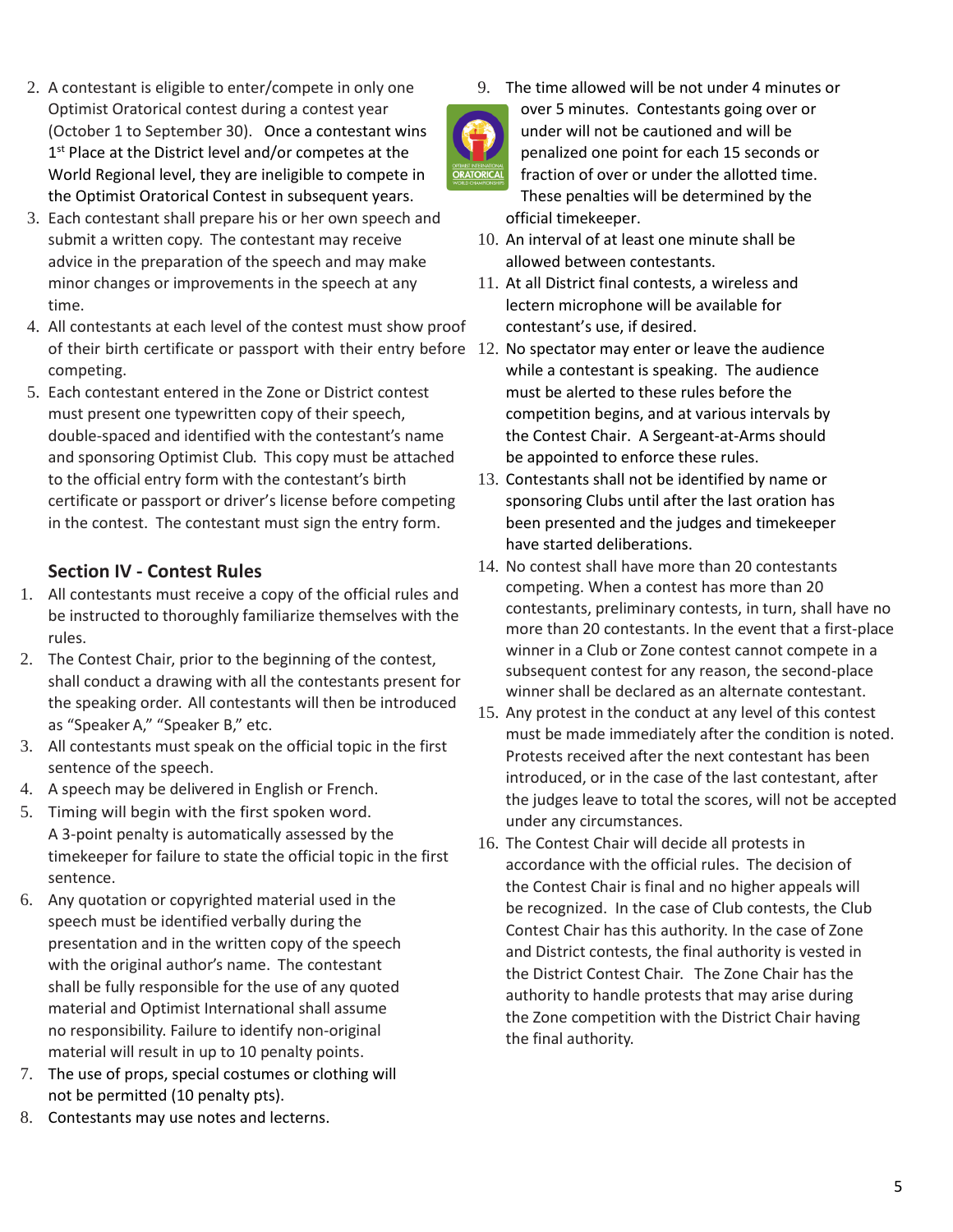2. A contestant is eligible to enter/compete in only one Optimist Oratorical contest during a contest year (October 1 to September 30). Once a contestant wins 1st Place at the District level and/or competes at the World Regional level, they are ineligible to compete in the Optimist Oratorical Contest in subsequent years.
3. Each contestant shall prepare his or her own speech and submit a written copy. The contestant may receive advice in the preparation of the speech and may make minor changes or improvements in the speech at any time.
4. All contestants at each level of the contest must show proof of their birth certificate or passport with their entry before competing.
5. Each contestant entered in the Zone or District contest must present one typewritten copy of their speech, double-spaced and identified with the contestant's name and sponsoring Optimist Club. This copy must be attached to the official entry form with the contestant's birth certificate or passport or driver's license before competing in the contest. The contestant must sign the entry form.

### Section IV - Contest Rules

1. All contestants must receive a copy of the official rules and be instructed to thoroughly familiarize themselves with the rules.
2. The Contest Chair, prior to the beginning of the contest, shall conduct a drawing with all the contestants present for the speaking order. All contestants will then be introduced as "Speaker A," "Speaker B," etc.
3. All contestants must speak on the official topic in the first sentence of the speech.
4. A speech may be delivered in English or French.
5. Timing will begin with the first spoken word. A 3-point penalty is automatically assessed by the timekeeper for failure to state the official topic in the first sentence.
6. Any quotation or copyrighted material used in the speech must be identified verbally during the presentation and in the written copy of the speech with the original author's name. The contestant shall be fully responsible for the use of any quoted material and Optimist International shall assume no responsibility. Failure to identify non-original material will result in up to 10 penalty points.
7. The use of props, special costumes or clothing will not be permitted (10 penalty pts).
8. Contestants may use notes and lecterns.
9. The time allowed will be not under 4 minutes or over 5 minutes. Contestants going over or under will not be cautioned and will be penalized one point for each 15 seconds or fraction of over or under the allotted time. These penalties will be determined by the official timekeeper.
10. An interval of at least one minute shall be allowed between contestants.
11. At all District final contests, a wireless and lectern microphone will be available for contestant's use, if desired.
12. No spectator may enter or leave the audience while a contestant is speaking. The audience must be alerted to these rules before the competition begins, and at various intervals by the Contest Chair. A Sergeant-at-Arms should be appointed to enforce these rules.
13. Contestants shall not be identified by name or sponsoring Clubs until after the last oration has been presented and the judges and timekeeper have started deliberations.
14. No contest shall have more than 20 contestants competing. When a contest has more than 20 contestants, preliminary contests, in turn, shall have no more than 20 contestants. In the event that a first-place winner in a Club or Zone contest cannot compete in a subsequent contest for any reason, the second-place winner shall be declared as an alternate contestant.
15. Any protest in the conduct at any level of this contest must be made immediately after the condition is noted. Protests received after the next contestant has been introduced, or in the case of the last contestant, after the judges leave to total the scores, will not be accepted under any circumstances.
16. The Contest Chair will decide all protests in accordance with the official rules. The decision of the Contest Chair is final and no higher appeals will be recognized. In the case of Club contests, the Club Contest Chair has this authority. In the case of Zone and District contests, the final authority is vested in the District Contest Chair. The Zone Chair has the authority to handle protests that may arise during the Zone competition with the District Chair having the final authority.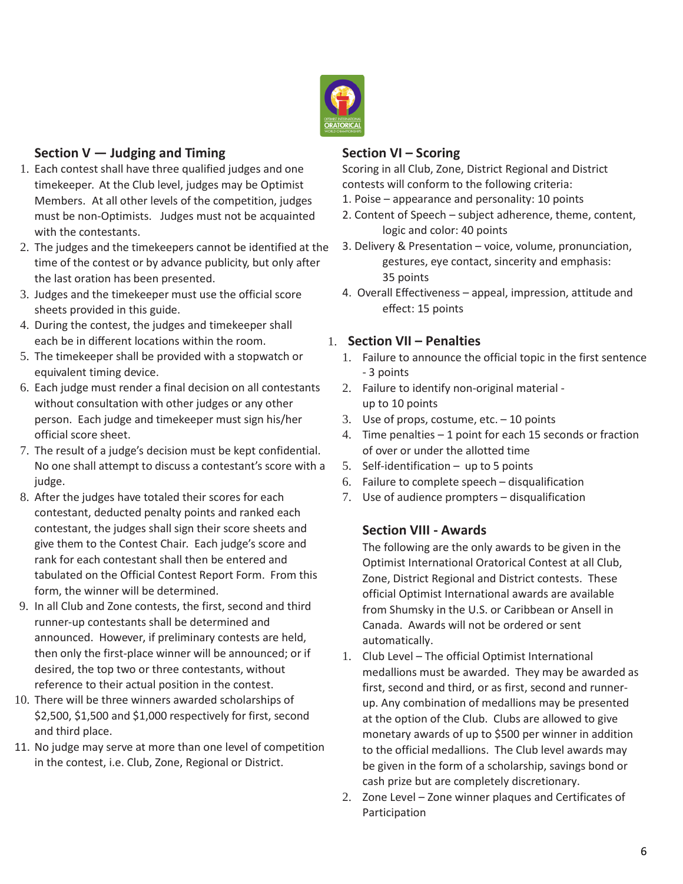## Section V — Judging and Timing

1. Each contest shall have three qualified judges and one timekeeper. At the Club level, judges may be Optimist Members. At all other levels of the competition, judges must be non-Optimists. Judges must not be acquainted with the contestants.
2. The judges and the timekeepers cannot be identified at the time of the contest or by advance publicity, but only after the last oration has been presented.
3. Judges and the timekeeper must use the official score sheets provided in this guide.
4. During the contest, the judges and timekeeper shall each be in different locations within the room.
5. The timekeeper shall be provided with a stopwatch or equivalent timing device.
6. Each judge must render a final decision on all contestants without consultation with other judges or any other person. Each judge and timekeeper must sign his/her official score sheet.
7. The result of a judge's decision must be kept confidential. No one shall attempt to discuss a contestant's score with a judge.
8. After the judges have totaled their scores for each contestant, deducted penalty points and ranked each contestant, the judges shall sign their score sheets and give them to the Contest Chair. Each judge's score and rank for each contestant shall then be entered and tabulated on the Official Contest Report Form. From this form, the winner will be determined.
9. In all Club and Zone contests, the first, second and third runner-up contestants shall be determined and announced. However, if preliminary contests are held, then only the first-place winner will be announced; or if desired, the top two or three contestants, without reference to their actual position in the contest.
10. There will be three winners awarded scholarships of $2,500, $1,500 and $1,000 respectively for first, second and third place.
11. No judge may serve at more than one level of competition in the contest, i.e. Club, Zone, Regional or District.

## Section VI – Scoring

Scoring in all Club, Zone, District Regional and District contests will conform to the following criteria:

1. Poise – appearance and personality: 10 points
2. Content of Speech – subject adherence, theme, content, logic and color: 40 points
3. Delivery & Presentation – voice, volume, pronunciation, gestures, eye contact, sincerity and emphasis: 35 points
4. Overall Effectiveness – appeal, impression, attitude and effect: 15 points

## Section VII – Penalties

1. Failure to announce the official topic in the first sentence - 3 points
2. Failure to identify non-original material - up to 10 points
3. Use of props, costume, etc. – 10 points
4. Time penalties – 1 point for each 15 seconds or fraction of over or under the allotted time
5. Self-identification – up to 5 points
6. Failure to complete speech – disqualification
7. Use of audience prompters – disqualification

## Section VIII - Awards

The following are the only awards to be given in the Optimist International Oratorical Contest at all Club, Zone, District Regional and District contests. These official Optimist International awards are available from Shumsky in the U.S. or Caribbean or Ansell in Canada. Awards will not be ordered or sent automatically.

1. Club Level – The official Optimist International medallions must be awarded. They may be awarded as first, second and third, or as first, second and runner-up. Any combination of medallions may be presented at the option of the Club. Clubs are allowed to give monetary awards of up to $500 per winner in addition to the official medallions. The Club level awards may be given in the form of a scholarship, savings bond or cash prize but are completely discretionary.
2. Zone Level – Zone winner plaques and Certificates of Participation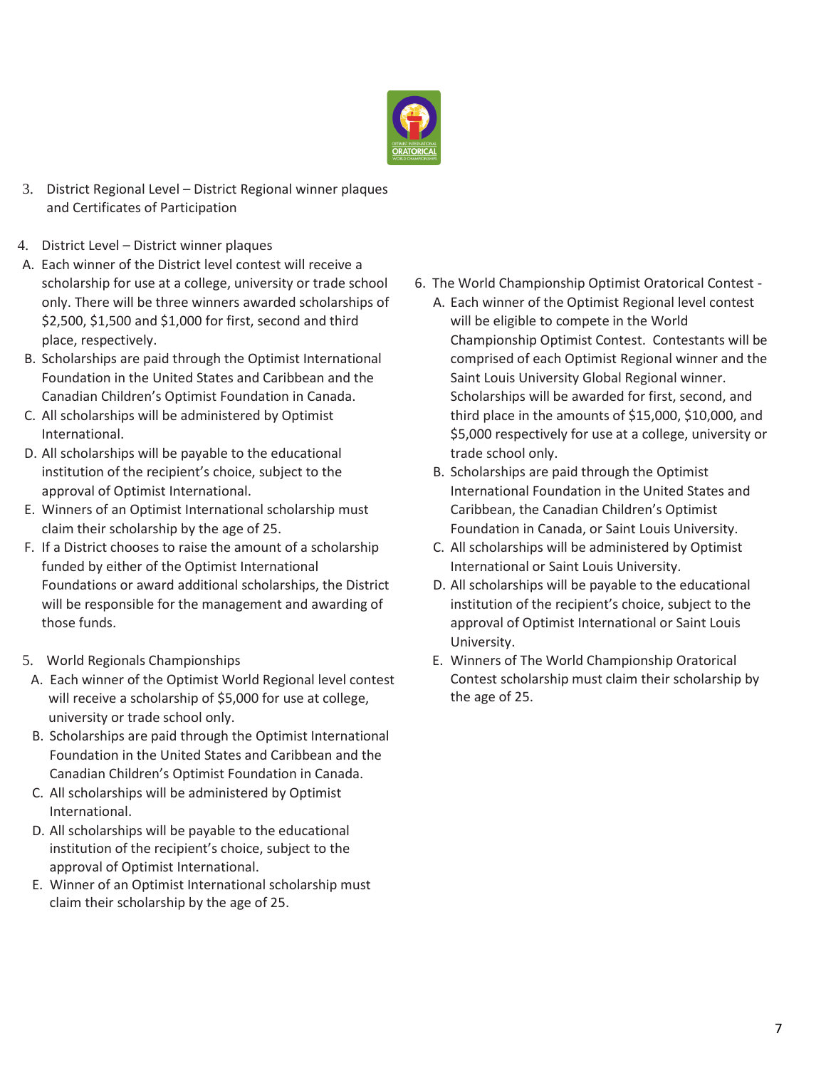3. District Regional Level – District Regional winner plaques and Certificates of Participation

4. District Level – District winner plaques
   A. Each winner of the District level contest will receive a scholarship for use at a college, university or trade school only. There will be three winners awarded scholarships of $2,500, $1,500 and $1,000 for first, second and third place, respectively.
   B. Scholarships are paid through the Optimist International Foundation in the United States and Caribbean and the Canadian Children's Optimist Foundation in Canada.
   C. All scholarships will be administered by Optimist International.
   D. All scholarships will be payable to the educational institution of the recipient's choice, subject to the approval of Optimist International.
   E. Winners of an Optimist International scholarship must claim their scholarship by the age of 25.
   F. If a District chooses to raise the amount of a scholarship funded by either of the Optimist International Foundations or award additional scholarships, the District will be responsible for the management and awarding of those funds.

5. World Regionals Championships
   A. Each winner of the Optimist World Regional level contest will receive a scholarship of $5,000 for use at college, university or trade school only.
   B. Scholarships are paid through the Optimist International Foundation in the United States and Caribbean and the Canadian Children's Optimist Foundation in Canada.
   C. All scholarships will be administered by Optimist International.
   D. All scholarships will be payable to the educational institution of the recipient's choice, subject to the approval of Optimist International.
   E. Winner of an Optimist International scholarship must claim their scholarship by the age of 25.

6. The World Championship Optimist Oratorical Contest -
   A. Each winner of the Optimist Regional level contest will be eligible to compete in the World Championship Optimist Contest. Contestants will be comprised of each Optimist Regional winner and the Saint Louis University Global Regional winner. Scholarships will be awarded for first, second, and third place in the amounts of $15,000, $10,000, and $5,000 respectively for use at a college, university or trade school only.
   B. Scholarships are paid through the Optimist International Foundation in the United States and Caribbean, the Canadian Children's Optimist Foundation in Canada, or Saint Louis University.
   C. All scholarships will be administered by Optimist International or Saint Louis University.
   D. All scholarships will be payable to the educational institution of the recipient's choice, subject to the approval of Optimist International or Saint Louis University.
   E. Winners of The World Championship Oratorical Contest scholarship must claim their scholarship by the age of 25.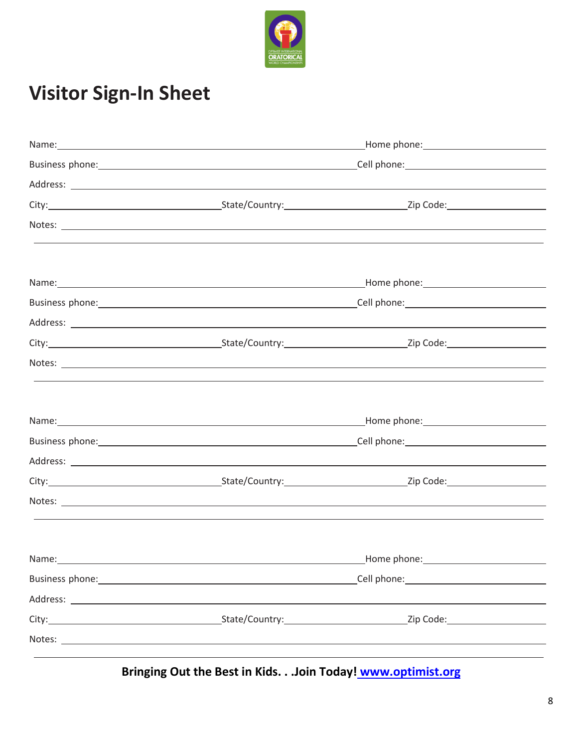# Visitor Sign-In Sheet

Name:\_\_\_\_\_\_\_\_\_\_\_\_\_\_\_\_\_\_\_\_\_\_\_\_\_\_\_\_\_\_\_\_\_\_\_\_\_\_\_\_\_\_\_\_ Home phone:\_\_\_\_\_\_\_\_\_\_\_\_\_\_\_\_\_\_\_\_

Business phone:\_\_\_\_\_\_\_\_\_\_\_\_\_\_\_\_\_\_\_\_\_\_\_\_\_\_\_\_\_\_\_\_\_\_\_\_\_ Cell phone:\_\_\_\_\_\_\_\_\_\_\_\_\_\_\_\_\_\_\_\_

Address: \_\_\_\_\_\_\_\_\_\_\_\_\_\_\_\_\_\_\_\_\_\_\_\_\_\_\_\_\_\_\_\_\_\_\_\_\_\_\_\_\_\_\_\_\_\_\_\_\_\_\_\_\_\_\_\_\_\_\_\_\_\_\_\_

City:\_\_\_\_\_\_\_\_\_\_\_\_\_\_\_\_\_\_\_\_\_\_\_\_\_ State/Country:\_\_\_\_\_\_\_\_\_\_\_\_\_\_\_\_\_\_\_\_ Zip Code:\_\_\_\_\_\_\_\_\_\_\_\_\_\_\_\_

Notes: \_\_\_\_\_\_\_\_\_\_\_\_\_\_\_\_\_\_\_\_\_\_\_\_\_\_\_\_\_\_\_\_\_\_\_\_\_\_\_\_\_\_\_\_\_\_\_\_\_\_\_\_\_\_\_\_\_\_\_\_\_\_\_\_\_\_

Name:\_\_\_\_\_\_\_\_\_\_\_\_\_\_\_\_\_\_\_\_\_\_\_\_\_\_\_\_\_\_\_\_\_\_\_\_\_\_\_\_\_\_\_\_ Home phone:\_\_\_\_\_\_\_\_\_\_\_\_\_\_\_\_\_\_\_\_

Business phone:\_\_\_\_\_\_\_\_\_\_\_\_\_\_\_\_\_\_\_\_\_\_\_\_\_\_\_\_\_\_\_\_\_\_\_\_\_ Cell phone:\_\_\_\_\_\_\_\_\_\_\_\_\_\_\_\_\_\_\_\_

Address: \_\_\_\_\_\_\_\_\_\_\_\_\_\_\_\_\_\_\_\_\_\_\_\_\_\_\_\_\_\_\_\_\_\_\_\_\_\_\_\_\_\_\_\_\_\_\_\_\_\_\_\_\_\_\_\_\_\_\_\_\_\_\_\_

City:\_\_\_\_\_\_\_\_\_\_\_\_\_\_\_\_\_\_\_\_\_\_\_\_\_ State/Country:\_\_\_\_\_\_\_\_\_\_\_\_\_\_\_\_\_\_\_\_ Zip Code:\_\_\_\_\_\_\_\_\_\_\_\_\_\_\_\_

Notes: \_\_\_\_\_\_\_\_\_\_\_\_\_\_\_\_\_\_\_\_\_\_\_\_\_\_\_\_\_\_\_\_\_\_\_\_\_\_\_\_\_\_\_\_\_\_\_\_\_\_\_\_\_\_\_\_\_\_\_\_\_\_\_\_\_\_

Name:\_\_\_\_\_\_\_\_\_\_\_\_\_\_\_\_\_\_\_\_\_\_\_\_\_\_\_\_\_\_\_\_\_\_\_\_\_\_\_\_\_\_\_\_ Home phone:\_\_\_\_\_\_\_\_\_\_\_\_\_\_\_\_\_\_\_\_

Business phone:\_\_\_\_\_\_\_\_\_\_\_\_\_\_\_\_\_\_\_\_\_\_\_\_\_\_\_\_\_\_\_\_\_\_\_\_\_ Cell phone:\_\_\_\_\_\_\_\_\_\_\_\_\_\_\_\_\_\_\_\_

Address: \_\_\_\_\_\_\_\_\_\_\_\_\_\_\_\_\_\_\_\_\_\_\_\_\_\_\_\_\_\_\_\_\_\_\_\_\_\_\_\_\_\_\_\_\_\_\_\_\_\_\_\_\_\_\_\_\_\_\_\_\_\_\_\_

City:\_\_\_\_\_\_\_\_\_\_\_\_\_\_\_\_\_\_\_\_\_\_\_\_\_ State/Country:\_\_\_\_\_\_\_\_\_\_\_\_\_\_\_\_\_\_\_\_ Zip Code:\_\_\_\_\_\_\_\_\_\_\_\_\_\_\_\_

Notes: \_\_\_\_\_\_\_\_\_\_\_\_\_\_\_\_\_\_\_\_\_\_\_\_\_\_\_\_\_\_\_\_\_\_\_\_\_\_\_\_\_\_\_\_\_\_\_\_\_\_\_\_\_\_\_\_\_\_\_\_\_\_\_\_\_\_

Name:\_\_\_\_\_\_\_\_\_\_\_\_\_\_\_\_\_\_\_\_\_\_\_\_\_\_\_\_\_\_\_\_\_\_\_\_\_\_\_\_\_\_\_\_ Home phone:\_\_\_\_\_\_\_\_\_\_\_\_\_\_\_\_\_\_\_\_

Business phone:\_\_\_\_\_\_\_\_\_\_\_\_\_\_\_\_\_\_\_\_\_\_\_\_\_\_\_\_\_\_\_\_\_\_\_\_\_ Cell phone:\_\_\_\_\_\_\_\_\_\_\_\_\_\_\_\_\_\_\_\_

Address: \_\_\_\_\_\_\_\_\_\_\_\_\_\_\_\_\_\_\_\_\_\_\_\_\_\_\_\_\_\_\_\_\_\_\_\_\_\_\_\_\_\_\_\_\_\_\_\_\_\_\_\_\_\_\_\_\_\_\_\_\_\_\_\_

City:\_\_\_\_\_\_\_\_\_\_\_\_\_\_\_\_\_\_\_\_\_\_\_\_\_ State/Country:\_\_\_\_\_\_\_\_\_\_\_\_\_\_\_\_\_\_\_\_ Zip Code:\_\_\_\_\_\_\_\_\_\_\_\_\_\_\_\_

Notes: \_\_\_\_\_\_\_\_\_\_\_\_\_\_\_\_\_\_\_\_\_\_\_\_\_\_\_\_\_\_\_\_\_\_\_\_\_\_\_\_\_\_\_\_\_\_\_\_\_\_\_\_\_\_\_\_\_\_\_\_\_\_\_\_\_\_

**Bringing Out the Best in Kids. . .Join Today! [www.optimist.org](http://www.optimist.org)**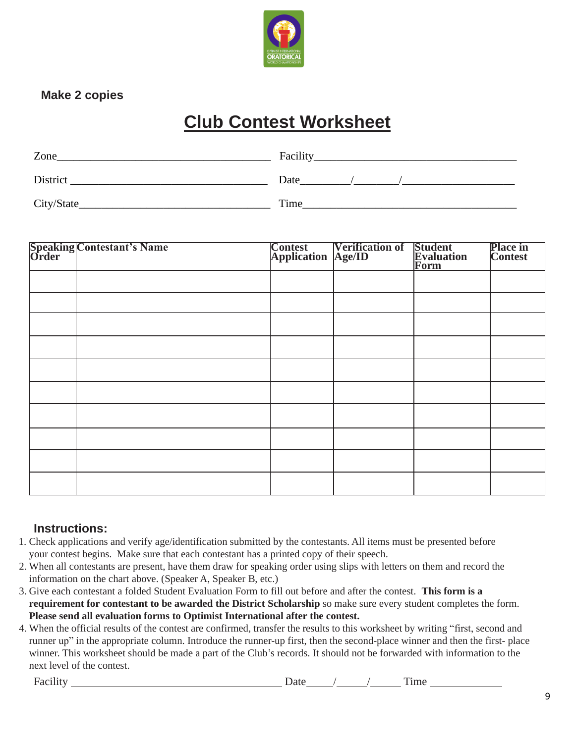**Make 2 copies**

# Club Contest Worksheet

Zone______________________________________ Facility___________________________________

District ___________________________________ Date________/_______/___________________

City/State_________________________________ Time______________________________________

| Speaking Order | Contestant's Name | Contest Application | Verification of Age/ID | Student Evaluation Form | Place in Contest |
|---|---|---|---|---|---|
| | | | | | |
| | | | | | |
| | | | | | |
| | | | | | |
| | | | | | |
| | | | | | |
| | | | | | |
| | | | | | |
| | | | | | |
| | | | | | |

## Instructions:

1. Check applications and verify age/identification submitted by the contestants. All items must be presented before your contest begins. Make sure that each contestant has a printed copy of their speech.
2. When all contestants are present, have them draw for speaking order using slips with letters on them and record the information on the chart above. (Speaker A, Speaker B, etc.)
3. Give each contestant a folded Student Evaluation Form to fill out before and after the contest. **This form is a requirement for contestant to be awarded the District Scholarship** so make sure every student completes the form. **Please send all evaluation forms to Optimist International after the contest.**
4. When the official results of the contest are confirmed, transfer the results to this worksheet by writing "first, second and runner up" in the appropriate column. Introduce the runner-up first, then the second-place winner and then the first- place winner. This worksheet should be made a part of the Club's records. It should not be forwarded with information to the next level of the contest.

Facility ______________________________________ Date_____/_____/_____ Time ____________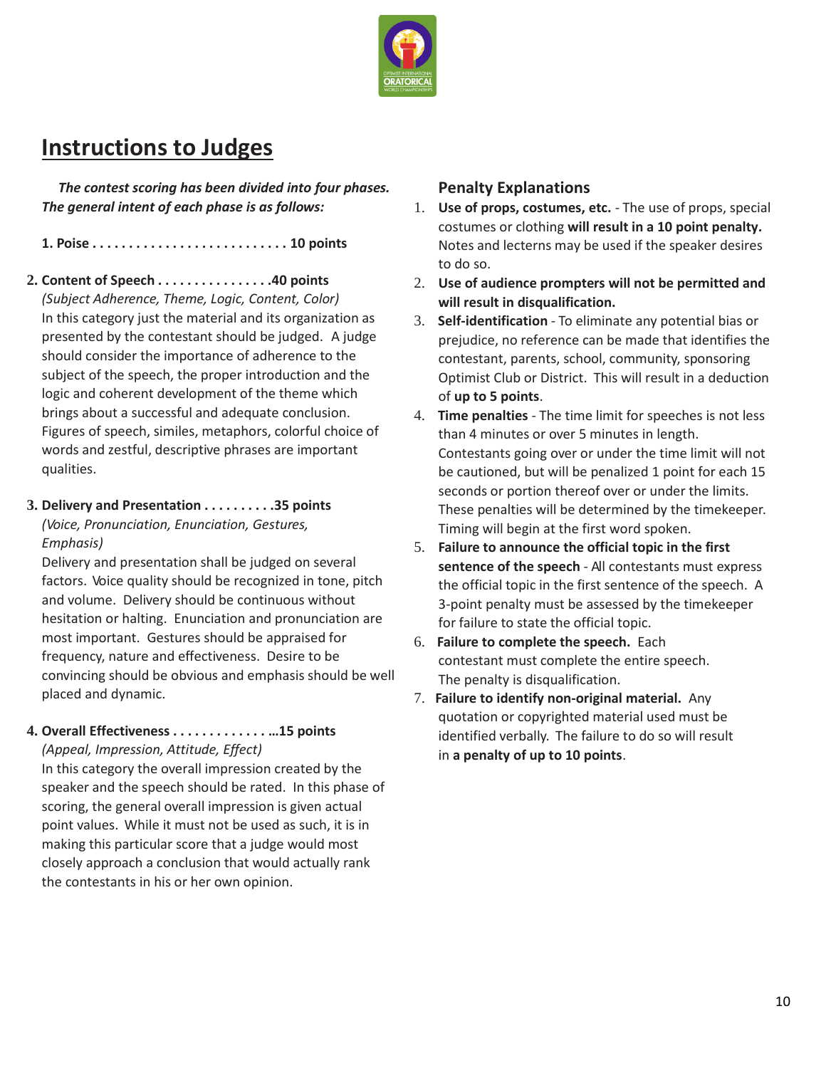# Instructions to Judges

***The contest scoring has been divided into four phases. The general intent of each phase is as follows:***

**1. Poise . . . . . . . . . . . . . . . . . . . . . . . . . . . 10 points**

**2. Content of Speech . . . . . . . . . . . . . . . .40 points**
*(Subject Adherence, Theme, Logic, Content, Color)*
In this category just the material and its organization as presented by the contestant should be judged. A judge should consider the importance of adherence to the subject of the speech, the proper introduction and the logic and coherent development of the theme which brings about a successful and adequate conclusion. Figures of speech, similes, metaphors, colorful choice of words and zestful, descriptive phrases are important qualities.

**3. Delivery and Presentation . . . . . . . . . .35 points**
*(Voice, Pronunciation, Enunciation, Gestures, Emphasis)*
Delivery and presentation shall be judged on several factors. Voice quality should be recognized in tone, pitch and volume. Delivery should be continuous without hesitation or halting. Enunciation and pronunciation are most important. Gestures should be appraised for frequency, nature and effectiveness. Desire to be convincing should be obvious and emphasis should be well placed and dynamic.

**4. Overall Effectiveness . . . . . . . . . . . . . ...15 points**
*(Appeal, Impression, Attitude, Effect)*
In this category the overall impression created by the speaker and the speech should be rated. In this phase of scoring, the general overall impression is given actual point values. While it must not be used as such, it is in making this particular score that a judge would most closely approach a conclusion that would actually rank the contestants in his or her own opinion.

## Penalty Explanations

1. **Use of props, costumes, etc.** - The use of props, special costumes or clothing **will result in a 10 point penalty.** Notes and lecterns may be used if the speaker desires to do so.
2. **Use of audience prompters will not be permitted and will result in disqualification.**
3. **Self-identification** - To eliminate any potential bias or prejudice, no reference can be made that identifies the contestant, parents, school, community, sponsoring Optimist Club or District. This will result in a deduction of **up to 5 points**.
4. **Time penalties** - The time limit for speeches is not less than 4 minutes or over 5 minutes in length. Contestants going over or under the time limit will not be cautioned, but will be penalized 1 point for each 15 seconds or portion thereof over or under the limits. These penalties will be determined by the timekeeper. Timing will begin at the first word spoken.
5. **Failure to announce the official topic in the first sentence of the speech** - All contestants must express the official topic in the first sentence of the speech. A 3-point penalty must be assessed by the timekeeper for failure to state the official topic.
6. **Failure to complete the speech.** Each contestant must complete the entire speech. The penalty is disqualification.
7. **Failure to identify non-original material.** Any quotation or copyrighted material used must be identified verbally. The failure to do so will result in **a penalty of up to 10 points**.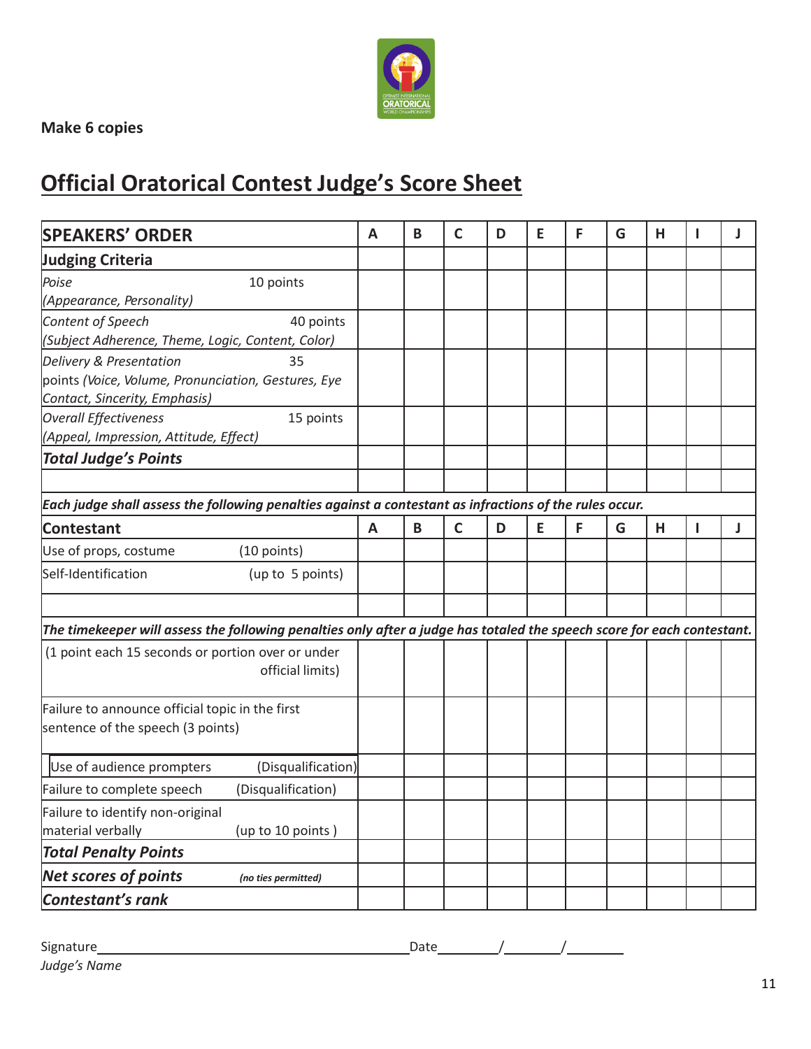**Make 6 copies**

# Official Oratorical Contest Judge's Score Sheet

| **SPEAKERS' ORDER** | **A** | **B** | **C** | **D** | **E** | **F** | **G** | **H** | **I** | **J** |
|---|---|---|---|---|---|---|---|---|---|---|
| **Judging Criteria** | | | | | | | | | | |
| *Poise* 10 points *(Appearance, Personality)* | | | | | | | | | | |
| *Content of Speech* 40 points *(Subject Adherence, Theme, Logic, Content, Color)* | | | | | | | | | | |
| *Delivery & Presentation* 35 points *(Voice, Volume, Pronunciation, Gestures, Eye Contact, Sincerity, Emphasis)* | | | | | | | | | | |
| *Overall Effectiveness* 15 points *(Appeal, Impression, Attitude, Effect)* | | | | | | | | | | |
| ***Total Judge's Points*** | | | | | | | | | | |
| | | | | | | | | | | |
| ***Each judge shall assess the following penalties against a contestant as infractions of the rules occur.*** | | | | | | | | | | |
| **Contestant** | **A** | **B** | **C** | **D** | **E** | **F** | **G** | **H** | **I** | **J** |
| Use of props, costume (10 points) | | | | | | | | | | |
| Self-Identification (up to 5 points) | | | | | | | | | | |
| | | | | | | | | | | |
| ***The timekeeper will assess the following penalties only after a judge has totaled the speech score for each contestant.*** | | | | | | | | | | |
| (1 point each 15 seconds or portion over or under official limits) | | | | | | | | | | |
| Failure to announce official topic in the first sentence of the speech (3 points) | | | | | | | | | | |
| Use of audience prompters (Disqualification) | | | | | | | | | | |
| Failure to complete speech (Disqualification) | | | | | | | | | | |
| Failure to identify non-original material verbally (up to 10 points ) | | | | | | | | | | |
| ***Total Penalty Points*** | | | | | | | | | | |
| ***Net scores of points*** ***(no ties permitted)*** | | | | | | | | | | |
| ***Contestant's rank*** | | | | | | | | | | |

Signature\_\_\_\_\_\_\_\_\_\_\_\_\_\_\_\_\_\_\_\_\_\_\_\_\_\_\_\_\_\_\_\_\_\_\_\_\_\_ Date\_\_\_\_\_\_\_/\_\_\_\_\_\_\_/\_\_\_\_\_\_\_

*Judge's Name*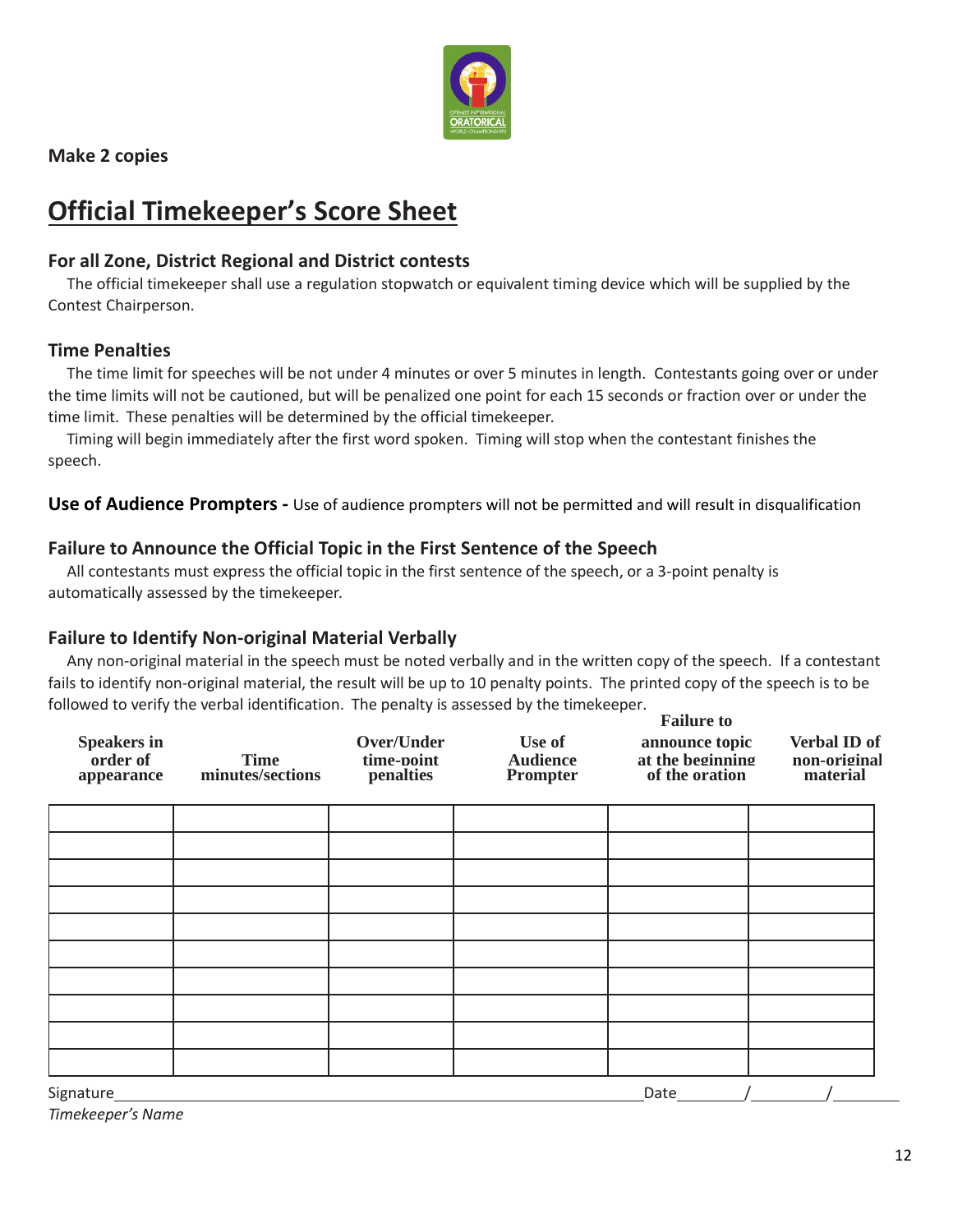**Make 2 copies**

# Official Timekeeper's Score Sheet

### For all Zone, District Regional and District contests

The official timekeeper shall use a regulation stopwatch or equivalent timing device which will be supplied by the Contest Chairperson.

### Time Penalties

The time limit for speeches will be not under 4 minutes or over 5 minutes in length. Contestants going over or under the time limits will not be cautioned, but will be penalized one point for each 15 seconds or fraction over or under the time limit. These penalties will be determined by the official timekeeper.

Timing will begin immediately after the first word spoken. Timing will stop when the contestant finishes the speech.

**Use of Audience Prompters -** Use of audience prompters will not be permitted and will result in disqualification

### Failure to Announce the Official Topic in the First Sentence of the Speech

All contestants must express the official topic in the first sentence of the speech, or a 3-point penalty is automatically assessed by the timekeeper.

### Failure to Identify Non-original Material Verbally

Any non-original material in the speech must be noted verbally and in the written copy of the speech. If a contestant fails to identify non-original material, the result will be up to 10 penalty points. The printed copy of the speech is to be followed to verify the verbal identification. The penalty is assessed by the timekeeper.

| Speakers in order of appearance | Time minutes/sections | Over/Under time-point penalties | Use of Audience Prompter | Failure to announce topic at the beginning of the oration | Verbal ID of non-original material |
|---|---|---|---|---|---|
| | | | | | |
| | | | | | |
| | | | | | |
| | | | | | |
| | | | | | |
| | | | | | |
| | | | | | |
| | | | | | |
| | | | | | |
| | | | | | |

Signature\_\_\_\_\_\_\_\_\_\_\_\_\_\_\_\_\_\_\_\_\_\_\_\_\_\_\_\_\_\_ Date\_\_\_\_\_/\_\_\_\_\_/\_\_\_\_\_

*Timekeeper's Name*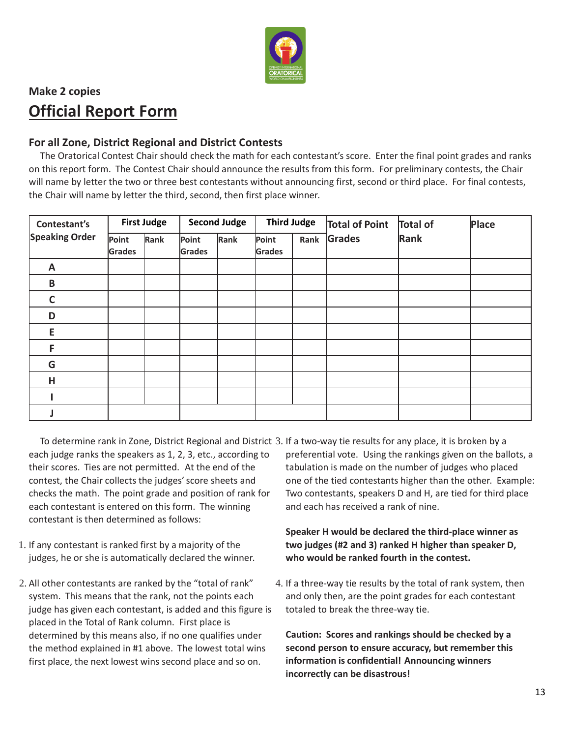**Make 2 copies**

# Official Report Form

## For all Zone, District Regional and District Contests

The Oratorical Contest Chair should check the math for each contestant's score. Enter the final point grades and ranks on this report form. The Contest Chair should announce the results from this form. For preliminary contests, the Chair will name by letter the two or three best contestants without announcing first, second or third place. For final contests, the Chair will name by letter the third, second, then first place winner.

| Contestant's Speaking Order | First Judge | | Second Judge | | Third Judge | | Total of Point Grades | Total of Rank | Place |
|---|---|---|---|---|---|---|---|---|---|
| | Point Grades | Rank | Point Grades | Rank | Point Grades | Rank | | | |
| A | | | | | | | | | |
| B | | | | | | | | | |
| C | | | | | | | | | |
| D | | | | | | | | | |
| E | | | | | | | | | |
| F | | | | | | | | | |
| G | | | | | | | | | |
| H | | | | | | | | | |
| I | | | | | | | | | |
| J | | | | | | | | | |

To determine rank in Zone, District Regional and District each judge ranks the speakers as 1, 2, 3, etc., according to their scores. Ties are not permitted. At the end of the contest, the Chair collects the judges' score sheets and checks the math. The point grade and position of rank for each contestant is entered on this form. The winning contestant is then determined as follows:

1. If any contestant is ranked first by a majority of the judges, he or she is automatically declared the winner.
2. All other contestants are ranked by the "total of rank" system. This means that the rank, not the points each judge has given each contestant, is added and this figure is placed in the Total of Rank column. First place is determined by this means also, if no one qualifies under the method explained in #1 above. The lowest total wins first place, the next lowest wins second place and so on.
3. If a two-way tie results for any place, it is broken by a preferential vote. Using the rankings given on the ballots, a tabulation is made on the number of judges who placed one of the tied contestants higher than the other. Example: Two contestants, speakers D and H, are tied for third place and each has received a rank of nine.

   **Speaker H would be declared the third-place winner as two judges (#2 and 3) ranked H higher than speaker D, who would be ranked fourth in the contest.**

4. If a three-way tie results by the total of rank system, then and only then, are the point grades for each contestant totaled to break the three-way tie.

**Caution: Scores and rankings should be checked by a second person to ensure accuracy, but remember this information is confidential! Announcing winners incorrectly can be disastrous!**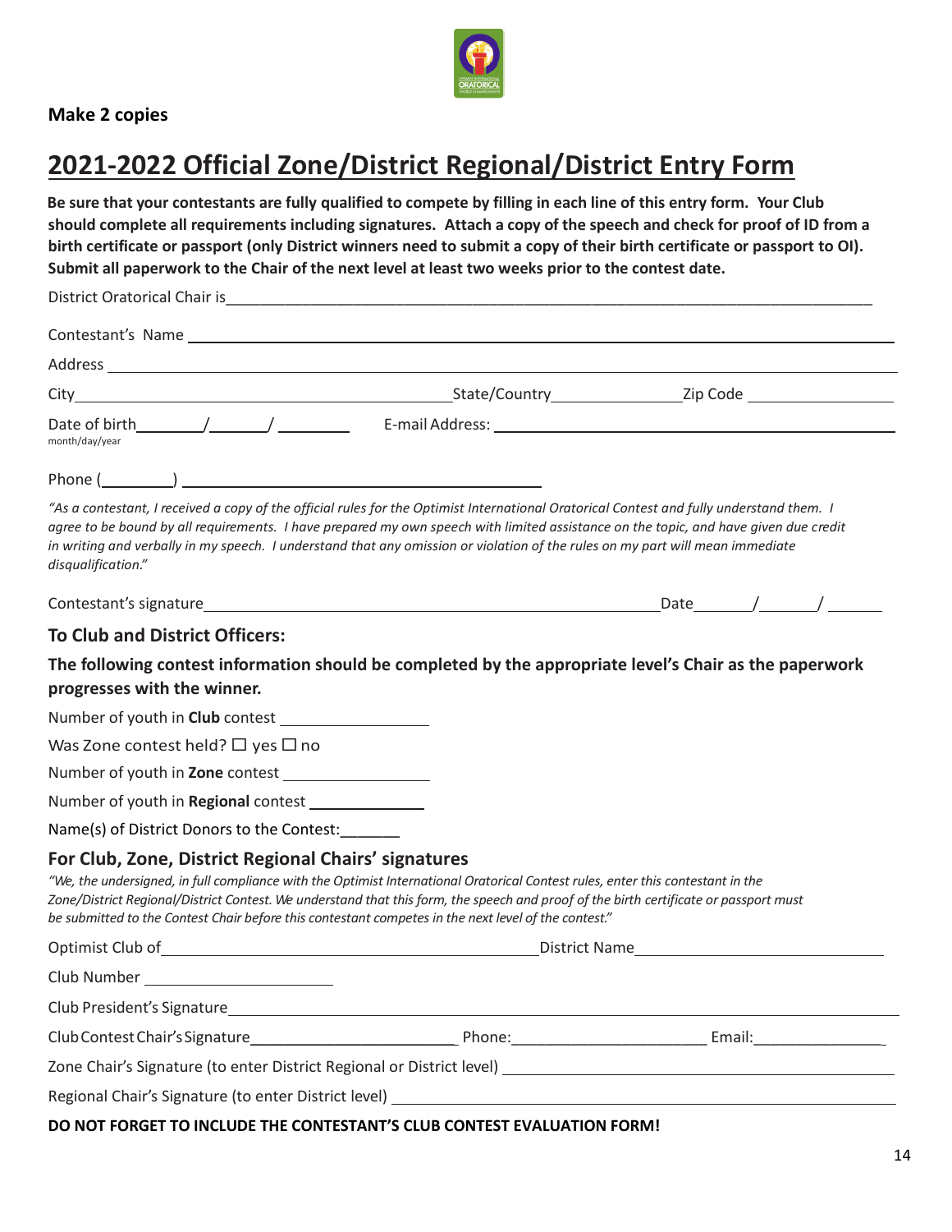**Make 2 copies**

# 2021-2022 Official Zone/District Regional/District Entry Form

**Be sure that your contestants are fully qualified to compete by filling in each line of this entry form. Your Club should complete all requirements including signatures. Attach a copy of the speech and check for proof of ID from a birth certificate or passport (only District winners need to submit a copy of their birth certificate or passport to OI). Submit all paperwork to the Chair of the next level at least two weeks prior to the contest date.**

District Oratorical Chair is_______________________________________________

Contestant's Name _______________________________________________

Address _______________________________________________

City_______________________ State/Country_______________ Zip Code _______________

Date of birth_______/_______/_______ E-mail Address: _______________________
month/day/year

Phone (_______) _______________________

*"As a contestant, I received a copy of the official rules for the Optimist International Oratorical Contest and fully understand them. I agree to be bound by all requirements. I have prepared my own speech with limited assistance on the topic, and have given due credit in writing and verbally in my speech. I understand that any omission or violation of the rules on my part will mean immediate disqualification."*

Contestant's signature_______________________________________ Date_______/_______/_______

## To Club and District Officers:

**The following contest information should be completed by the appropriate level's Chair as the paperwork progresses with the winner.**

Number of youth in **Club** contest _______________

Was Zone contest held? ☐ yes ☐ no

Number of youth in **Zone** contest _______________

Number of youth in **Regional** contest _______________

Name(s) of District Donors to the Contest:_______

## For Club, Zone, District Regional Chairs' signatures

*"We, the undersigned, in full compliance with the Optimist International Oratorical Contest rules, enter this contestant in the Zone/District Regional/District Contest. We understand that this form, the speech and proof of the birth certificate or passport must be submitted to the Contest Chair before this contestant competes in the next level of the contest."*

Optimist Club of_______________________________ District Name_______________________

Club Number _______________

Club President's Signature_______________________________________________

Club Contest Chair's Signature_______________________ Phone:_______________________ Email:_______________

Zone Chair's Signature (to enter District Regional or District level) _______________________________

Regional Chair's Signature (to enter District level) _______________________________

**DO NOT FORGET TO INCLUDE THE CONTESTANT'S CLUB CONTEST EVALUATION FORM!**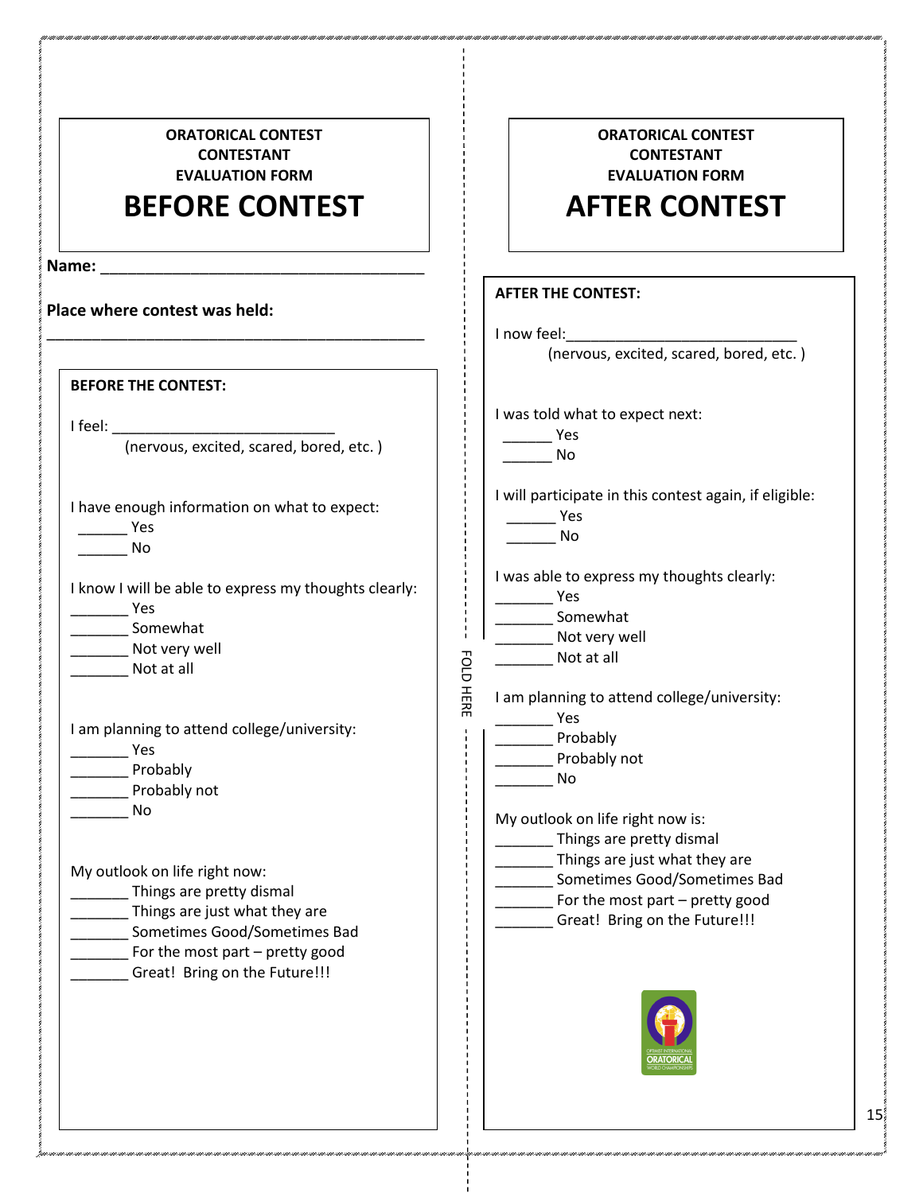**ORATORICAL CONTEST**
**CONTESTANT**
**EVALUATION FORM**

# BEFORE CONTEST

**Name:** ____________________________________

**Place where contest was held:**

____________________________________________

**BEFORE THE CONTEST:**

I feel: __________________________
(nervous, excited, scared, bored, etc. )

I have enough information on what to expect:
______ Yes
______ No

I know I will be able to express my thoughts clearly:
_______ Yes
_______ Somewhat
_______ Not very well
_______ Not at all

I am planning to attend college/university:
_______ Yes
_______ Probably
_______ Probably not
_______ No

My outlook on life right now:
_______ Things are pretty dismal
_______ Things are just what they are
_______ Sometimes Good/Sometimes Bad
_______ For the most part – pretty good
_______ Great! Bring on the Future!!!

FOLD HERE

**ORATORICAL CONTEST**
**CONTESTANT**
**EVALUATION FORM**

# AFTER CONTEST

**AFTER THE CONTEST:**

I now feel:__________________________
(nervous, excited, scared, bored, etc. )

I was told what to expect next:
______ Yes
______ No

I will participate in this contest again, if eligible:
______ Yes
______ No

I was able to express my thoughts clearly:
_______ Yes
_______ Somewhat
_______ Not very well
_______ Not at all

I am planning to attend college/university:
_______ Yes
_______ Probably
_______ Probably not
_______ No

My outlook on life right now is:
_______ Things are pretty dismal
_______ Things are just what they are
_______ Sometimes Good/Sometimes Bad
_______ For the most part – pretty good
_______ Great! Bring on the Future!!!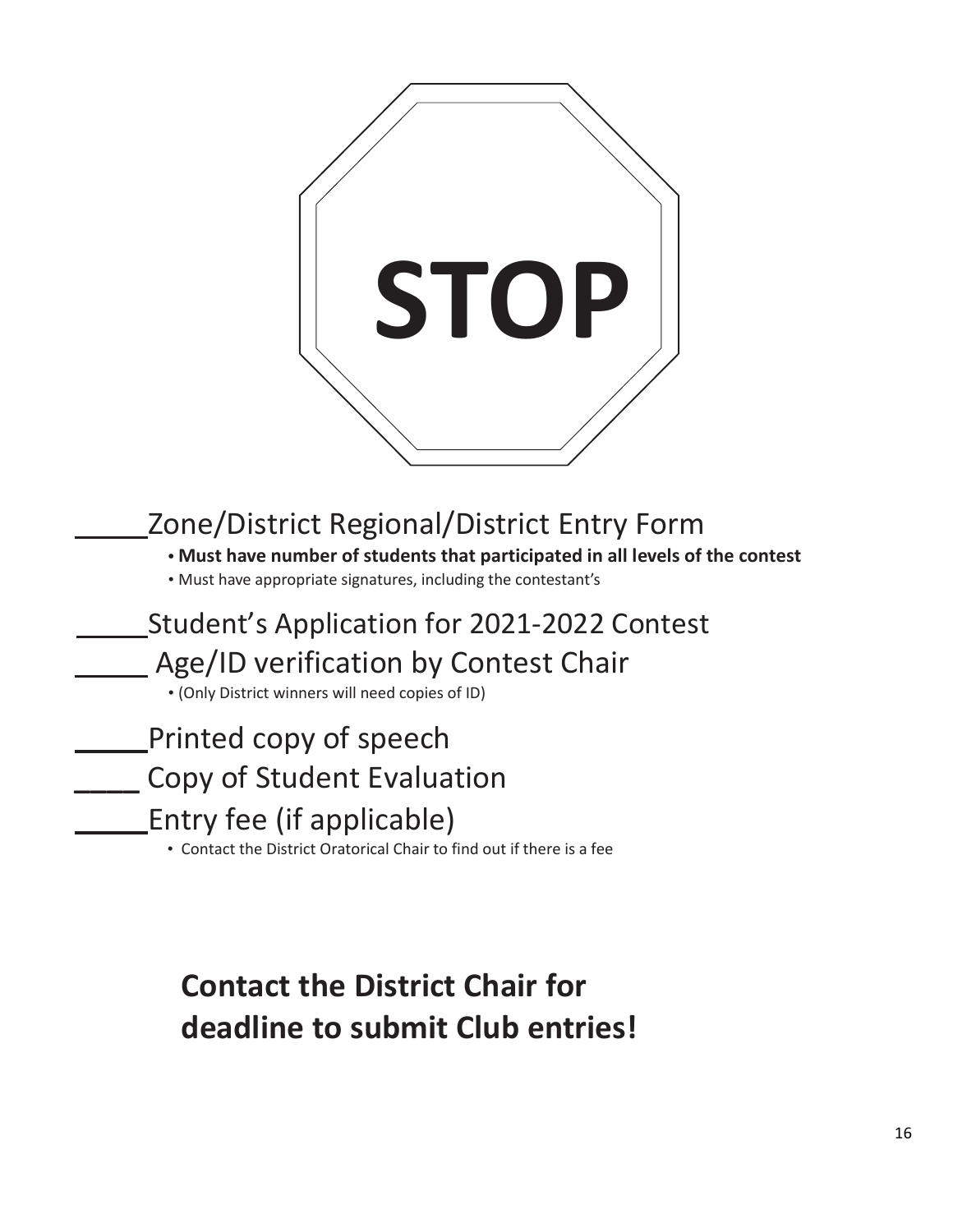# STOP

_____Zone/District Regional/District Entry Form

- **Must have number of students that participated in all levels of the contest**
- Must have appropriate signatures, including the contestant's

_____Student's Application for 2021-2022 Contest

_____ Age/ID verification by Contest Chair

- (Only District winners will need copies of ID)

_____Printed copy of speech

____ Copy of Student Evaluation

_____Entry fee (if applicable)

- Contact the District Oratorical Chair to find out if there is a fee

**Contact the District Chair for deadline to submit Club entries!**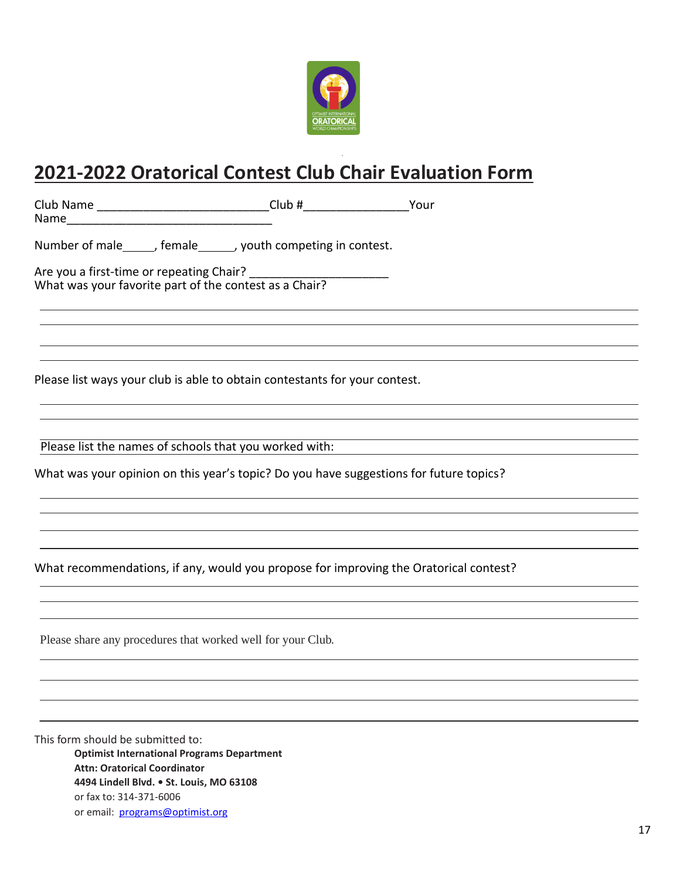## 2021-2022 Oratorical Contest Club Chair Evaluation Form

Club Name ___________________________Club #________________Your Name________________________________

Number of male_____, female______, youth competing in contest.

Are you a first-time or repeating Chair? _____________________
What was your favorite part of the contest as a Chair?

Please list ways your club is able to obtain contestants for your contest.

Please list the names of schools that you worked with:

What was your opinion on this year's topic? Do you have suggestions for future topics?

What recommendations, if any, would you propose for improving the Oratorical contest?

Please share any procedures that worked well for your Club.

This form should be submitted to:

**Optimist International Programs Department**
**Attn: Oratorical Coordinator**
**4494 Lindell Blvd. • St. Louis, MO 63108**
or fax to: 314-371-6006
or email: programs@optimist.org